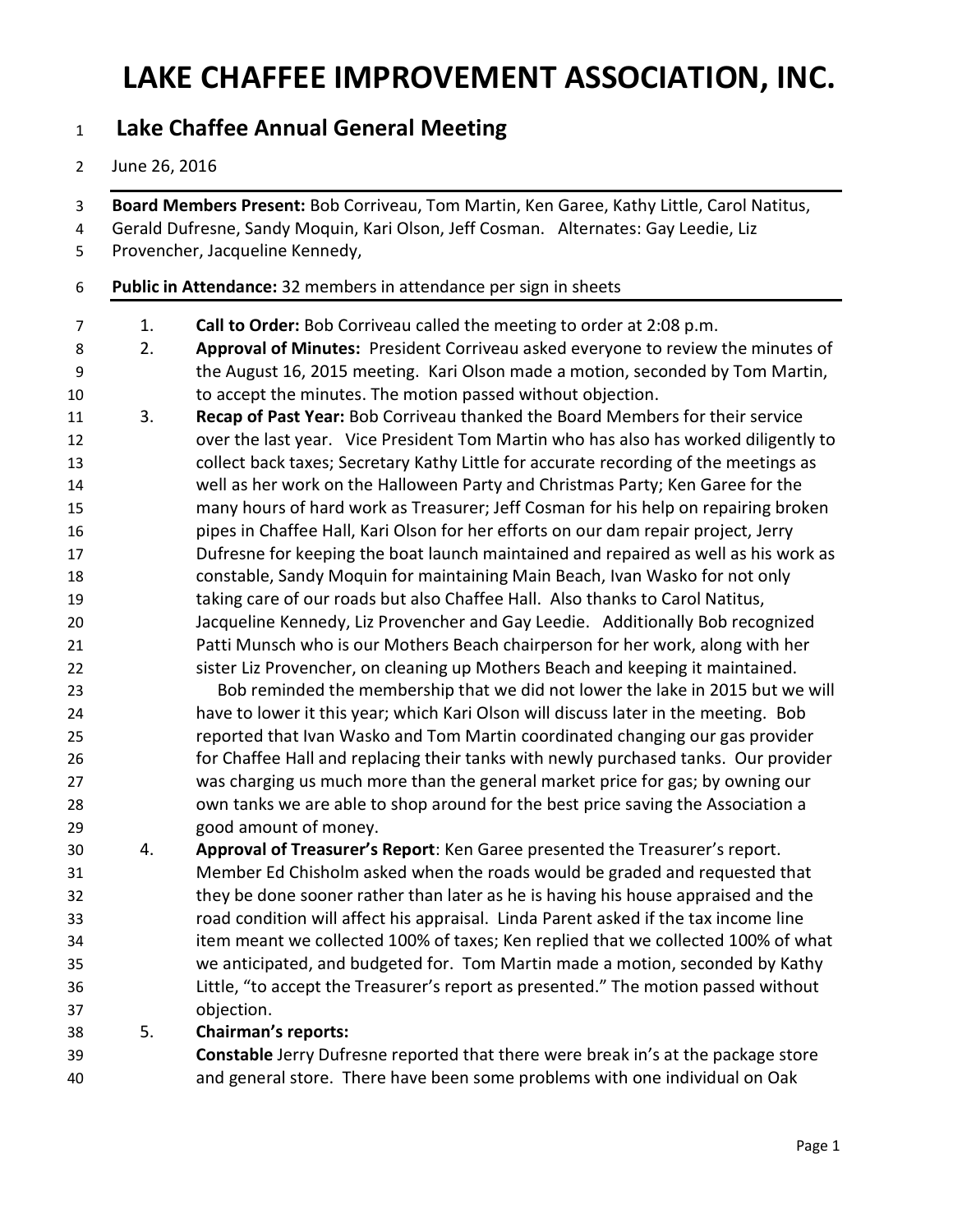# LAKE CHAFFEE IMPROVEMENT ASSOCIATION, INC.

## Lake Chaffee Annual General Meeting

June 26, 2016

**Board Members Present:** Bob Corriveau, Tom Martin, Ken Garee, Kathy Little, Carol Natitus, Gerald Dufresne, Sandy Moquin, Kari Olson, Jeff Cosman. Alternates: Gay Leedie, Liz Provencher, Jacqueline Kennedy,

**Public in Attendance:** 32 members in attendance per sign in sheets

1. **Call to Order:** Bob Corriveau called the meeting to order at 2:08 p.m.
2. **Approval of Minutes:** President Corriveau asked everyone to review the minutes of the August 16, 2015 meeting. Kari Olson made a motion, seconded by Tom Martin, to accept the minutes. The motion passed without objection.
3. **Recap of Past Year:** Bob Corriveau thanked the Board Members for their service over the last year. Vice President Tom Martin who has also has worked diligently to collect back taxes; Secretary Kathy Little for accurate recording of the meetings as well as her work on the Halloween Party and Christmas Party; Ken Garee for the many hours of hard work as Treasurer; Jeff Cosman for his help on repairing broken pipes in Chaffee Hall, Kari Olson for her efforts on our dam repair project, Jerry Dufresne for keeping the boat launch maintained and repaired as well as his work as constable, Sandy Moquin for maintaining Main Beach, Ivan Wasko for not only taking care of our roads but also Chaffee Hall. Also thanks to Carol Natitus, Jacqueline Kennedy, Liz Provencher and Gay Leedie. Additionally Bob recognized Patti Munsch who is our Mothers Beach chairperson for her work, along with her sister Liz Provencher, on cleaning up Mothers Beach and keeping it maintained.

   Bob reminded the membership that we did not lower the lake in 2015 but we will have to lower it this year; which Kari Olson will discuss later in the meeting. Bob reported that Ivan Wasko and Tom Martin coordinated changing our gas provider for Chaffee Hall and replacing their tanks with newly purchased tanks. Our provider was charging us much more than the general market price for gas; by owning our own tanks we are able to shop around for the best price saving the Association a good amount of money.
4. **Approval of Treasurer's Report**: Ken Garee presented the Treasurer's report. Member Ed Chisholm asked when the roads would be graded and requested that they be done sooner rather than later as he is having his house appraised and the road condition will affect his appraisal. Linda Parent asked if the tax income line item meant we collected 100% of taxes; Ken replied that we collected 100% of what we anticipated, and budgeted for. Tom Martin made a motion, seconded by Kathy Little, "to accept the Treasurer's report as presented." The motion passed without objection.
5. **Chairman's reports:**

   **Constable** Jerry Dufresne reported that there were break in's at the package store and general store. There have been some problems with one individual on Oak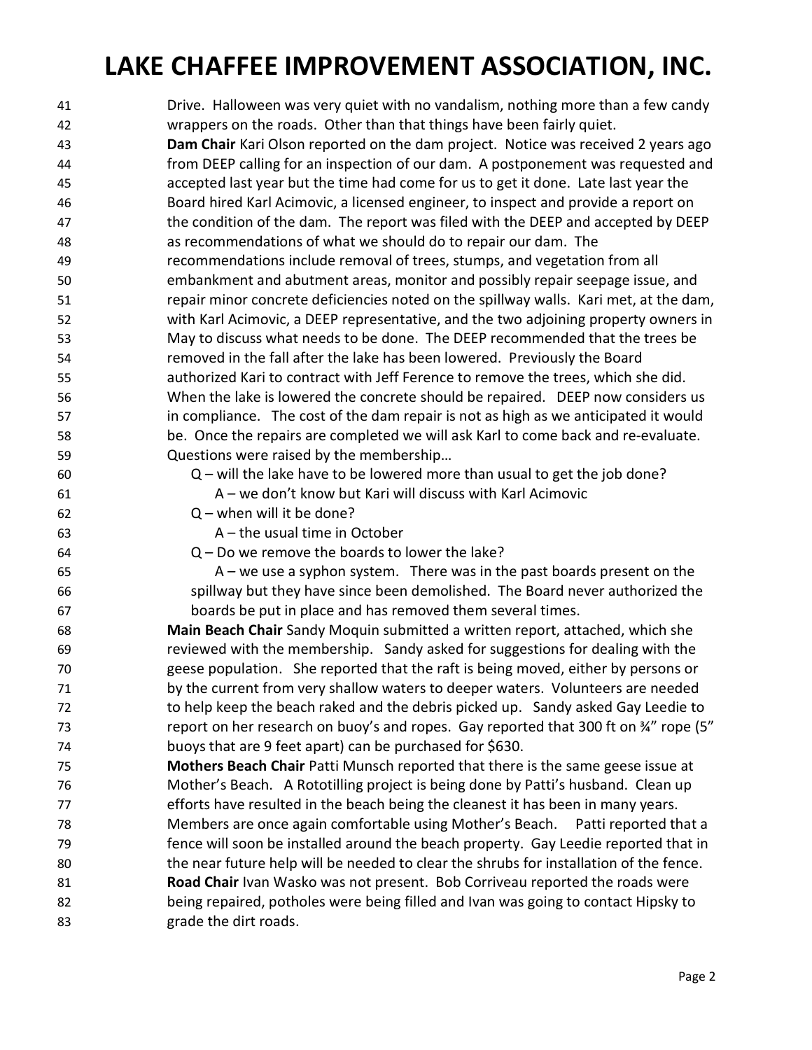Drive. Halloween was very quiet with no vandalism, nothing more than a few candy wrappers on the roads. Other than that things have been fairly quiet.

**Dam Chair** Kari Olson reported on the dam project. Notice was received 2 years ago from DEEP calling for an inspection of our dam. A postponement was requested and accepted last year but the time had come for us to get it done. Late last year the Board hired Karl Acimovic, a licensed engineer, to inspect and provide a report on the condition of the dam. The report was filed with the DEEP and accepted by DEEP as recommendations of what we should do to repair our dam. The recommendations include removal of trees, stumps, and vegetation from all embankment and abutment areas, monitor and possibly repair seepage issue, and repair minor concrete deficiencies noted on the spillway walls. Kari met, at the dam, with Karl Acimovic, a DEEP representative, and the two adjoining property owners in May to discuss what needs to be done. The DEEP recommended that the trees be removed in the fall after the lake has been lowered. Previously the Board authorized Kari to contract with Jeff Ference to remove the trees, which she did. When the lake is lowered the concrete should be repaired. DEEP now considers us in compliance. The cost of the dam repair is not as high as we anticipated it would be. Once the repairs are completed we will ask Karl to come back and re-evaluate. Questions were raised by the membership…

Q – will the lake have to be lowered more than usual to get the job done?

A – we don't know but Kari will discuss with Karl Acimovic

Q – when will it be done?

A – the usual time in October

Q – Do we remove the boards to lower the lake?

A – we use a syphon system. There was in the past boards present on the spillway but they have since been demolished. The Board never authorized the boards be put in place and has removed them several times.

**Main Beach Chair** Sandy Moquin submitted a written report, attached, which she reviewed with the membership. Sandy asked for suggestions for dealing with the geese population. She reported that the raft is being moved, either by persons or by the current from very shallow waters to deeper waters. Volunteers are needed to help keep the beach raked and the debris picked up. Sandy asked Gay Leedie to report on her research on buoy's and ropes. Gay reported that 300 ft on ¾" rope (5" buoys that are 9 feet apart) can be purchased for $630.

**Mothers Beach Chair** Patti Munsch reported that there is the same geese issue at Mother's Beach. A Rototilling project is being done by Patti's husband. Clean up efforts have resulted in the beach being the cleanest it has been in many years. Members are once again comfortable using Mother's Beach. Patti reported that a fence will soon be installed around the beach property. Gay Leedie reported that in the near future help will be needed to clear the shrubs for installation of the fence.

**Road Chair** Ivan Wasko was not present. Bob Corriveau reported the roads were being repaired, potholes were being filled and Ivan was going to contact Hipsky to grade the dirt roads.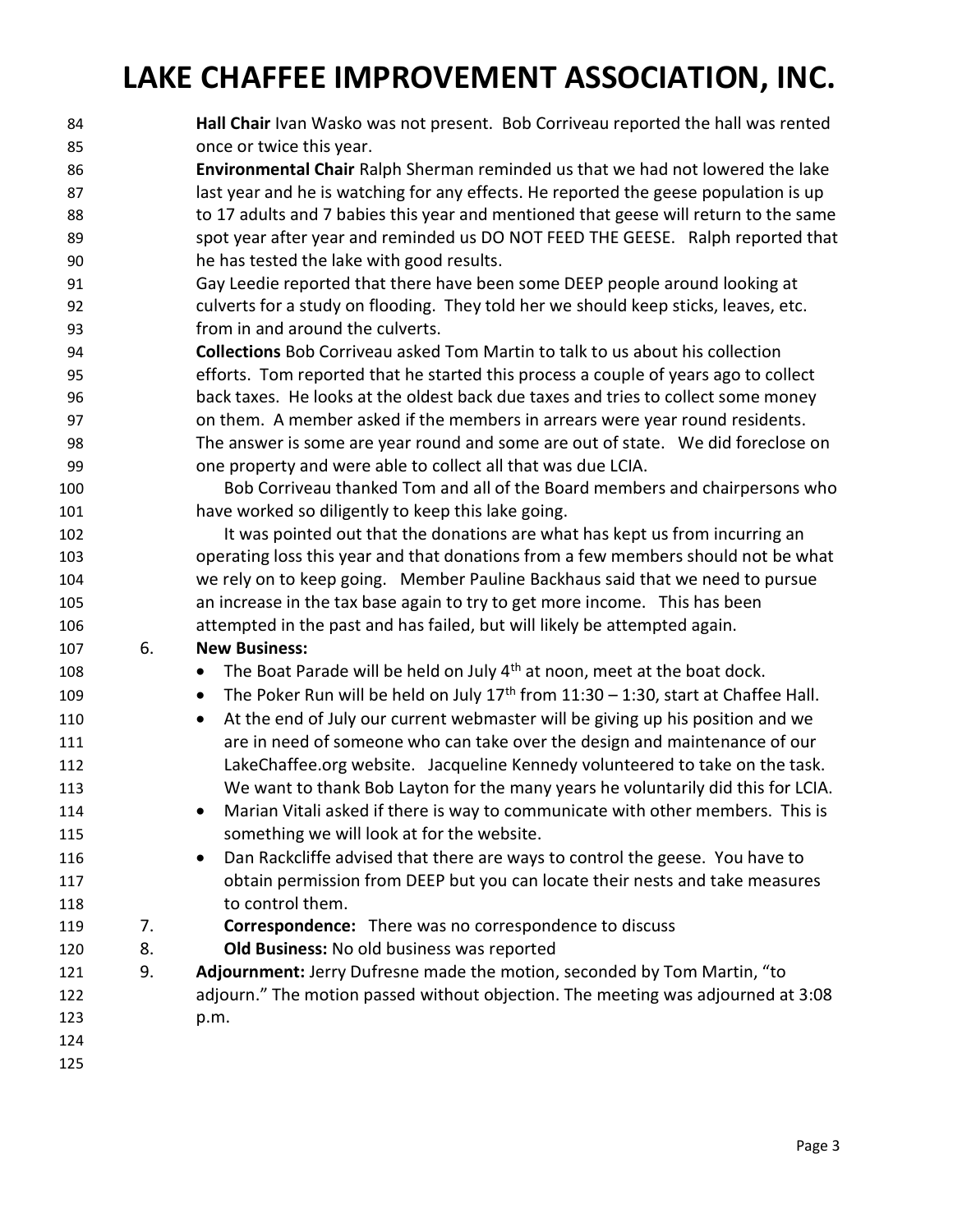# LAKE CHAFFEE IMPROVEMENT ASSOCIATION, INC.

**Hall Chair** Ivan Wasko was not present. Bob Corriveau reported the hall was rented once or twice this year.

**Environmental Chair** Ralph Sherman reminded us that we had not lowered the lake last year and he is watching for any effects. He reported the geese population is up to 17 adults and 7 babies this year and mentioned that geese will return to the same spot year after year and reminded us DO NOT FEED THE GEESE. Ralph reported that he has tested the lake with good results.

Gay Leedie reported that there have been some DEEP people around looking at culverts for a study on flooding. They told her we should keep sticks, leaves, etc. from in and around the culverts.

**Collections** Bob Corriveau asked Tom Martin to talk to us about his collection efforts. Tom reported that he started this process a couple of years ago to collect back taxes. He looks at the oldest back due taxes and tries to collect some money on them. A member asked if the members in arrears were year round residents. The answer is some are year round and some are out of state. We did foreclose on one property and were able to collect all that was due LCIA.

Bob Corriveau thanked Tom and all of the Board members and chairpersons who have worked so diligently to keep this lake going.

It was pointed out that the donations are what has kept us from incurring an operating loss this year and that donations from a few members should not be what we rely on to keep going. Member Pauline Backhaus said that we need to pursue an increase in the tax base again to try to get more income. This has been attempted in the past and has failed, but will likely be attempted again.

6. **New Business:**
   - The Boat Parade will be held on July 4th at noon, meet at the boat dock.
   - The Poker Run will be held on July 17th from 11:30 – 1:30, start at Chaffee Hall.
   - At the end of July our current webmaster will be giving up his position and we are in need of someone who can take over the design and maintenance of our LakeChaffee.org website. Jacqueline Kennedy volunteered to take on the task. We want to thank Bob Layton for the many years he voluntarily did this for LCIA.
   - Marian Vitali asked if there is way to communicate with other members. This is something we will look at for the website.
   - Dan Rackcliffe advised that there are ways to control the geese. You have to obtain permission from DEEP but you can locate their nests and take measures to control them.
7. **Correspondence:** There was no correspondence to discuss
8. **Old Business:** No old business was reported
9. **Adjournment:** Jerry Dufresne made the motion, seconded by Tom Martin, "to adjourn." The motion passed without objection. The meeting was adjourned at 3:08 p.m.